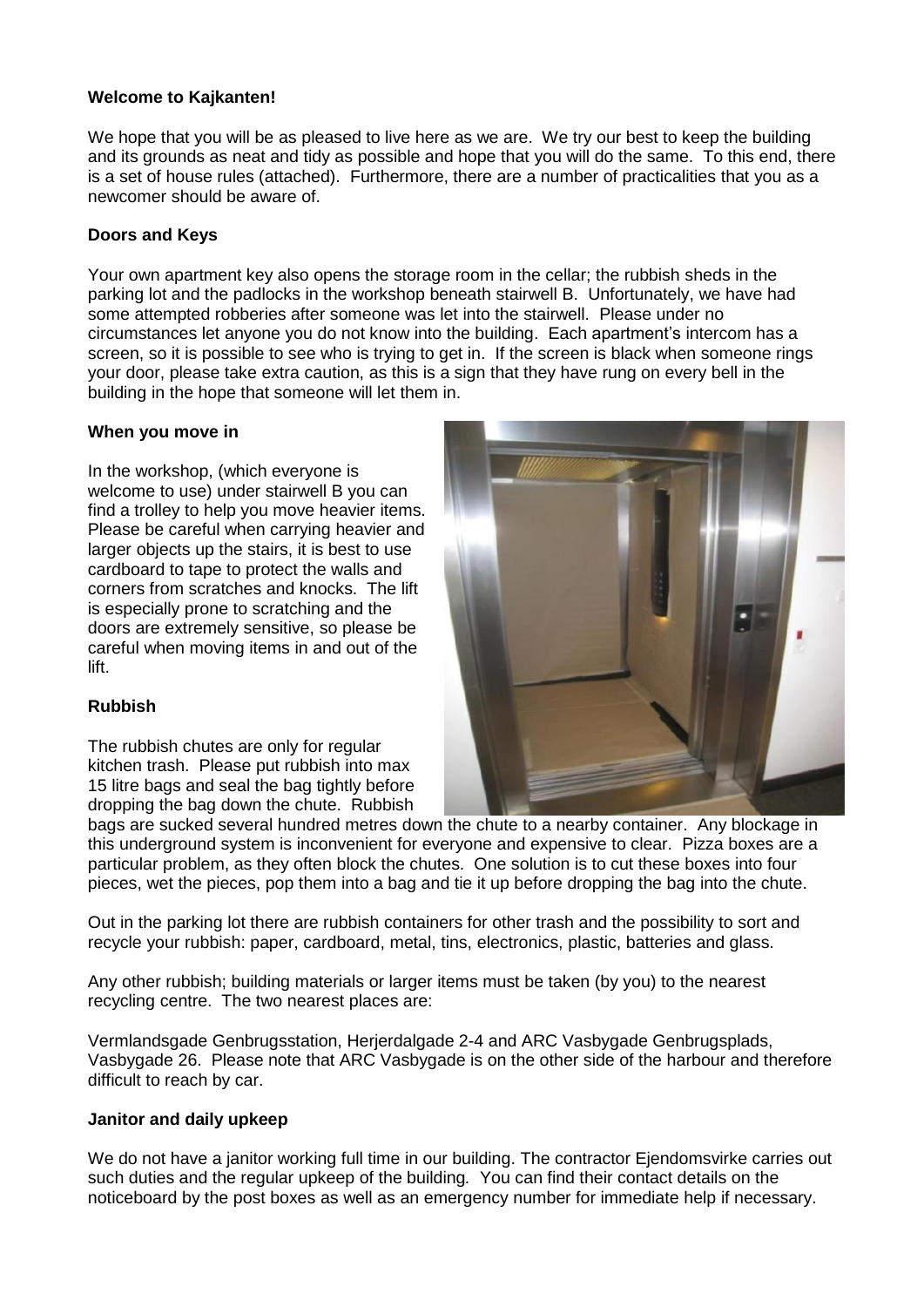**Welcome to Kajkanten!**

We hope that you will be as pleased to live here as we are. We try our best to keep the building and its grounds as neat and tidy as possible and hope that you will do the same. To this end, there is a set of house rules (attached). Furthermore, there are a number of practicalities that you as a newcomer should be aware of.

**Doors and Keys**

Your own apartment key also opens the storage room in the cellar; the rubbish sheds in the parking lot and the padlocks in the workshop beneath stairwell B. Unfortunately, we have had some attempted robberies after someone was let into the stairwell. Please under no circumstances let anyone you do not know into the building. Each apartment's intercom has a screen, so it is possible to see who is trying to get in. If the screen is black when someone rings your door, please take extra caution, as this is a sign that they have rung on every bell in the building in the hope that someone will let them in.

**When you move in**

In the workshop, (which everyone is welcome to use) under stairwell B you can find a trolley to help you move heavier items. Please be careful when carrying heavier and larger objects up the stairs, it is best to use cardboard to tape to protect the walls and corners from scratches and knocks. The lift is especially prone to scratching and the doors are extremely sensitive, so please be careful when moving items in and out of the lift.

**Rubbish**

The rubbish chutes are only for regular kitchen trash. Please put rubbish into max 15 litre bags and seal the bag tightly before dropping the bag down the chute. Rubbish bags are sucked several hundred metres down the chute to a nearby container. Any blockage in this underground system is inconvenient for everyone and expensive to clear. Pizza boxes are a particular problem, as they often block the chutes. One solution is to cut these boxes into four pieces, wet the pieces, pop them into a bag and tie it up before dropping the bag into the chute.

Out in the parking lot there are rubbish containers for other trash and the possibility to sort and recycle your rubbish: paper, cardboard, metal, tins, electronics, plastic, batteries and glass.

Any other rubbish; building materials or larger items must be taken (by you) to the nearest recycling centre. The two nearest places are:

Vermlandsgade Genbrugsstation, Herjerdalgade 2-4 and ARC Vasbygade Genbrugsplads, Vasbygade 26. Please note that ARC Vasbygade is on the other side of the harbour and therefore difficult to reach by car.

**Janitor and daily upkeep**

We do not have a janitor working full time in our building. The contractor Ejendomsvirke carries out such duties and the regular upkeep of the building. You can find their contact details on the noticeboard by the post boxes as well as an emergency number for immediate help if necessary.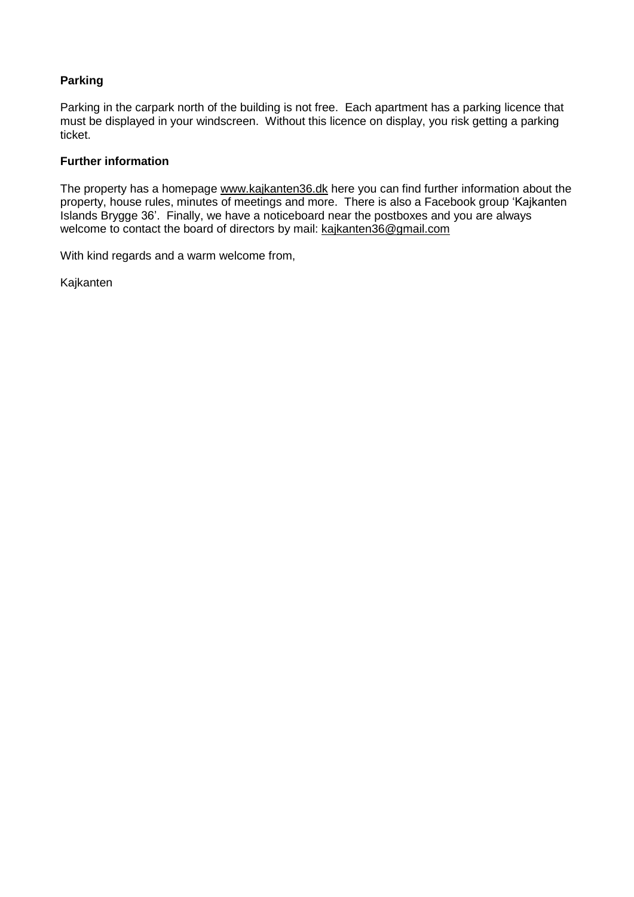**Parking**

Parking in the carpark north of the building is not free. Each apartment has a parking licence that must be displayed in your windscreen. Without this licence on display, you risk getting a parking ticket.

**Further information**

The property has a homepage www.kajkanten36.dk here you can find further information about the property, house rules, minutes of meetings and more. There is also a Facebook group 'Kajkanten Islands Brygge 36'. Finally, we have a noticeboard near the postboxes and you are always welcome to contact the board of directors by mail: kajkanten36@gmail.com

With kind regards and a warm welcome from,

Kajkanten